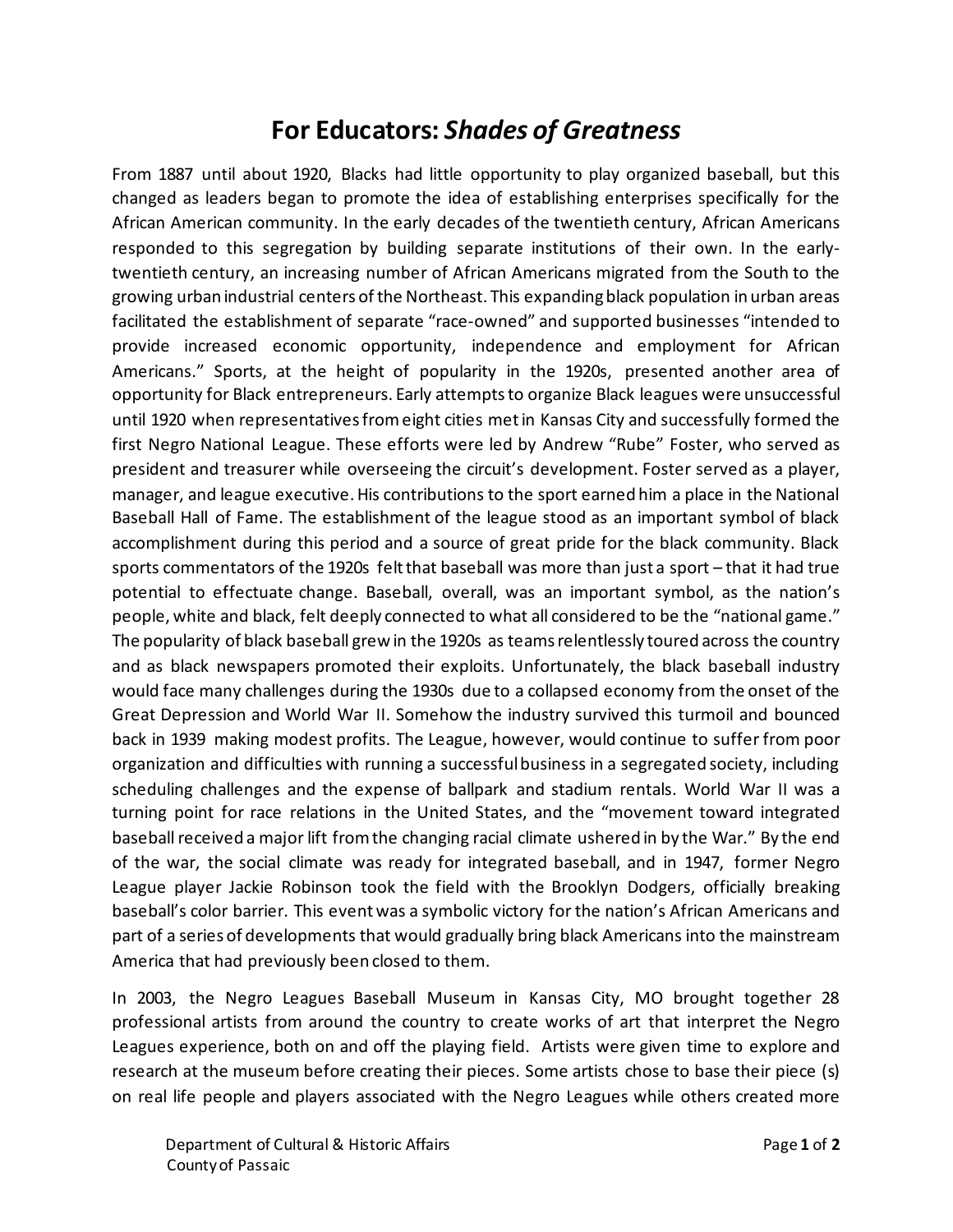# For Educators: *Shades of Greatness*

From 1887 until about 1920, Blacks had little opportunity to play organized baseball, but this changed as leaders began to promote the idea of establishing enterprises specifically for the African American community. In the early decades of the twentieth century, African Americans responded to this segregation by building separate institutions of their own. In the early-twentieth century, an increasing number of African Americans migrated from the South to the growing urban industrial centers of the Northeast. This expanding black population in urban areas facilitated the establishment of separate "race-owned" and supported businesses "intended to provide increased economic opportunity, independence and employment for African Americans." Sports, at the height of popularity in the 1920s, presented another area of opportunity for Black entrepreneurs. Early attempts to organize Black leagues were unsuccessful until 1920 when representatives from eight cities met in Kansas City and successfully formed the first Negro National League. These efforts were led by Andrew "Rube" Foster, who served as president and treasurer while overseeing the circuit's development. Foster served as a player, manager, and league executive. His contributions to the sport earned him a place in the National Baseball Hall of Fame. The establishment of the league stood as an important symbol of black accomplishment during this period and a source of great pride for the black community. Black sports commentators of the 1920s felt that baseball was more than just a sport – that it had true potential to effectuate change. Baseball, overall, was an important symbol, as the nation's people, white and black, felt deeply connected to what all considered to be the "national game." The popularity of black baseball grew in the 1920s as teams relentlessly toured across the country and as black newspapers promoted their exploits. Unfortunately, the black baseball industry would face many challenges during the 1930s due to a collapsed economy from the onset of the Great Depression and World War II. Somehow the industry survived this turmoil and bounced back in 1939 making modest profits. The League, however, would continue to suffer from poor organization and difficulties with running a successful business in a segregated society, including scheduling challenges and the expense of ballpark and stadium rentals. World War II was a turning point for race relations in the United States, and the "movement toward integrated baseball received a major lift from the changing racial climate ushered in by the War." By the end of the war, the social climate was ready for integrated baseball, and in 1947, former Negro League player Jackie Robinson took the field with the Brooklyn Dodgers, officially breaking baseball's color barrier. This event was a symbolic victory for the nation's African Americans and part of a series of developments that would gradually bring black Americans into the mainstream America that had previously been closed to them.

In 2003, the Negro Leagues Baseball Museum in Kansas City, MO brought together 28 professional artists from around the country to create works of art that interpret the Negro Leagues experience, both on and off the playing field. Artists were given time to explore and research at the museum before creating their pieces. Some artists chose to base their piece (s) on real life people and players associated with the Negro Leagues while others created more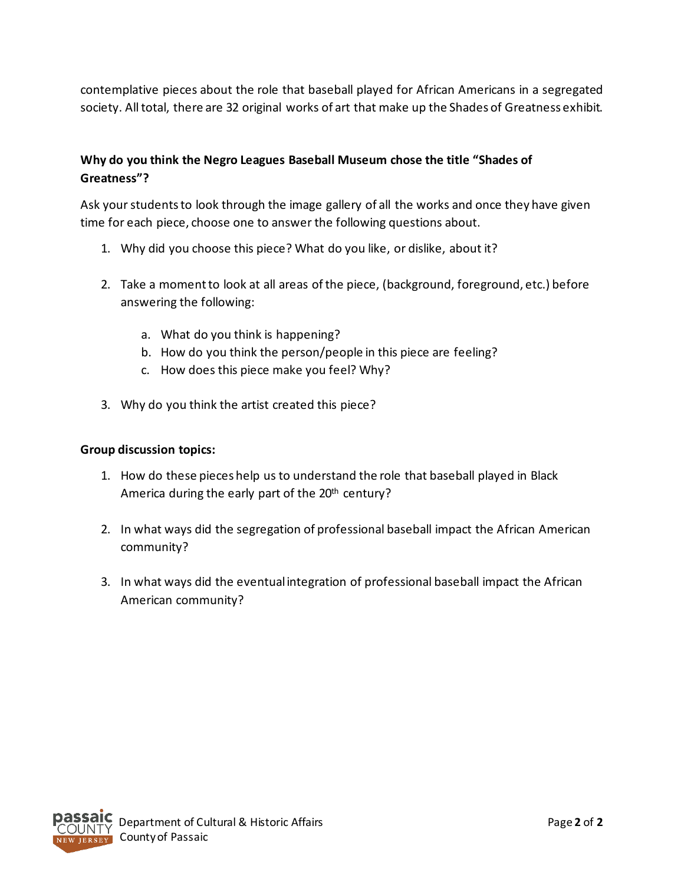contemplative pieces about the role that baseball played for African Americans in a segregated society. All total, there are 32 original works of art that make up the Shades of Greatness exhibit.

**Why do you think the Negro Leagues Baseball Museum chose the title "Shades of Greatness"?**

Ask your students to look through the image gallery of all the works and once they have given time for each piece, choose one to answer the following questions about.

1. Why did you choose this piece? What do you like, or dislike, about it?

2. Take a moment to look at all areas of the piece, (background, foreground, etc.) before answering the following:

    a. What do you think is happening?
    b. How do you think the person/people in this piece are feeling?
    c. How does this piece make you feel? Why?

3. Why do you think the artist created this piece?

**Group discussion topics:**

1. How do these pieces help us to understand the role that baseball played in Black America during the early part of the 20th century?

2. In what ways did the segregation of professional baseball impact the African American community?

3. In what ways did the eventual integration of professional baseball impact the African American community?